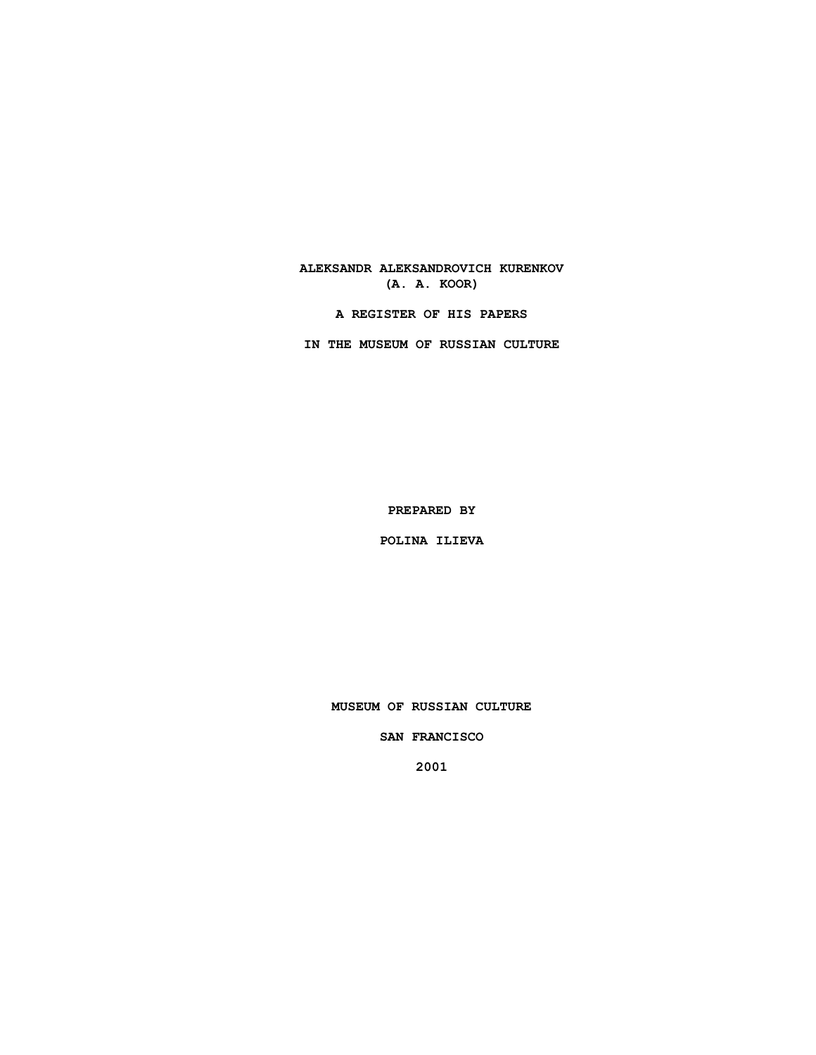# ALEKSANDR ALEKSANDROVICH KURENKOV
# (A. A. KOOR)

## A REGISTER OF HIS PAPERS

## IN THE MUSEUM OF RUSSIAN CULTURE

PREPARED BY

POLINA ILIEVA

MUSEUM OF RUSSIAN CULTURE

SAN FRANCISCO

2001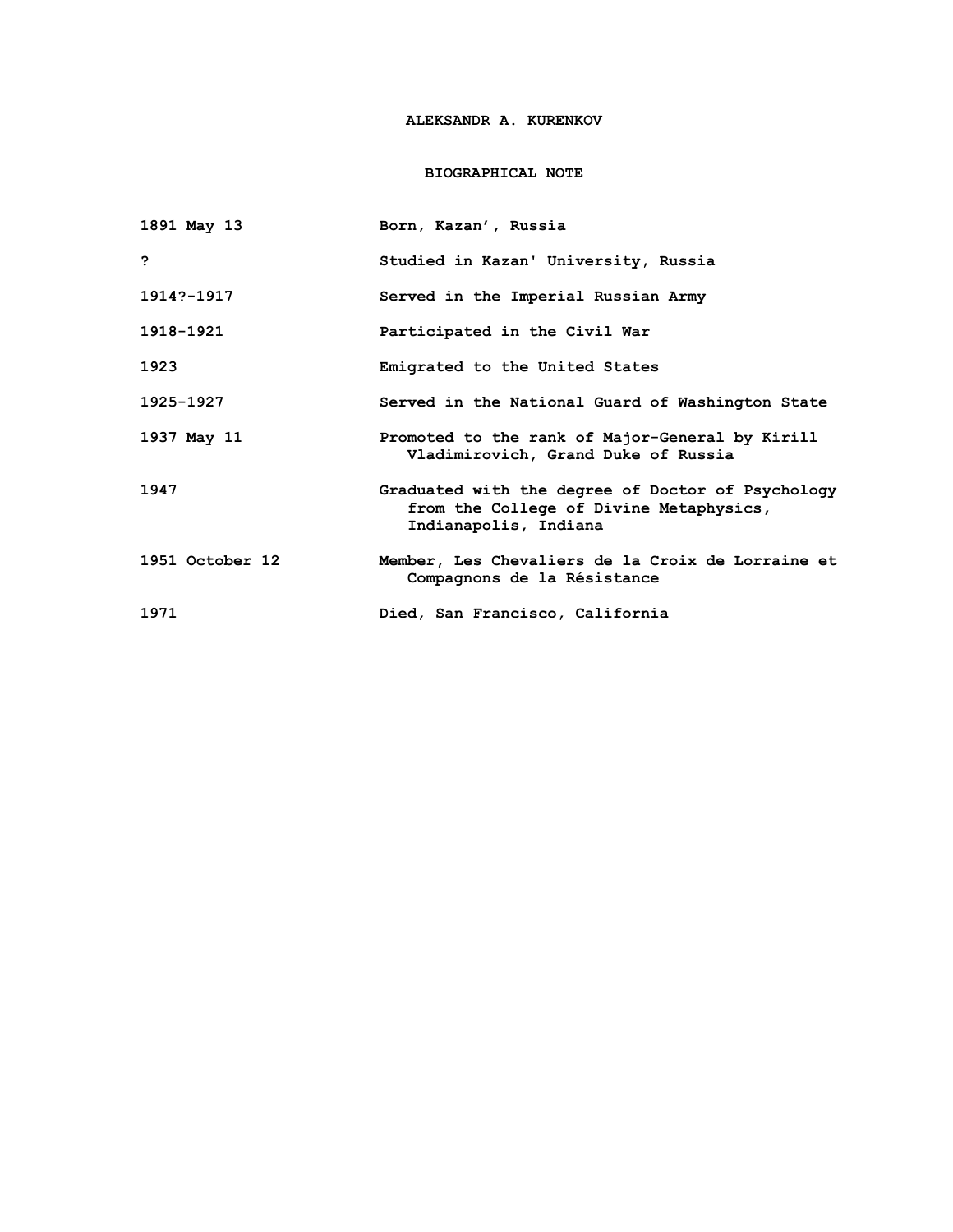# ALEKSANDR A. KURENKOV

## BIOGRAPHICAL NOTE

| | |
|---|---|
| 1891 May 13 | Born, Kazan’, Russia |
| ? | Studied in Kazan' University, Russia |
| 1914?-1917 | Served in the Imperial Russian Army |
| 1918-1921 | Participated in the Civil War |
| 1923 | Emigrated to the United States |
| 1925-1927 | Served in the National Guard of Washington State |
| 1937 May 11 | Promoted to the rank of Major-General by Kirill Vladimirovich, Grand Duke of Russia |
| 1947 | Graduated with the degree of Doctor of Psychology from the College of Divine Metaphysics, Indianapolis, Indiana |
| 1951 October 12 | Member, Les Chevaliers de la Croix de Lorraine et Compagnons de la Résistance |
| 1971 | Died, San Francisco, California |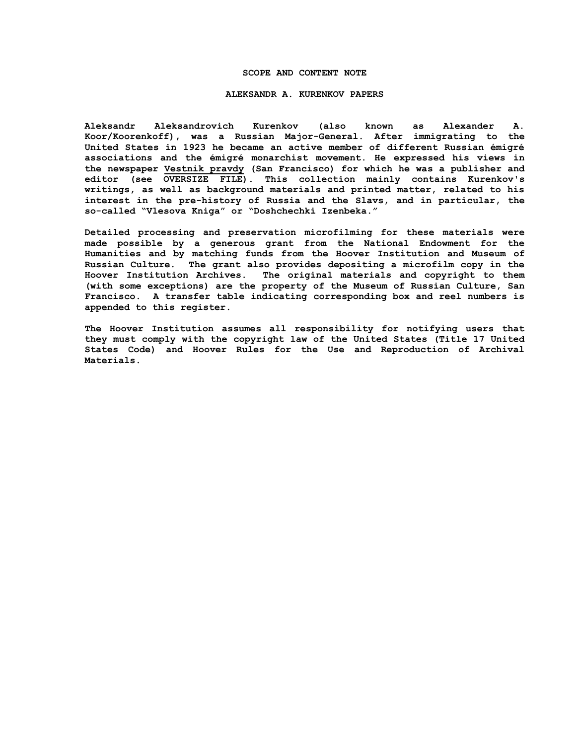## SCOPE AND CONTENT NOTE

## ALEKSANDR A. KURENKOV PAPERS

Aleksandr Aleksandrovich Kurenkov (also known as Alexander A. Koor/Koorenkoff), was a Russian Major-General. After immigrating to the United States in 1923 he became an active member of different Russian émigré associations and the émigré monarchist movement. He expressed his views in the newspaper Vestnik pravdy (San Francisco) for which he was a publisher and editor (see OVERSIZE FILE). This collection mainly contains Kurenkov's writings, as well as background materials and printed matter, related to his interest in the pre-history of Russia and the Slavs, and in particular, the so-called "Vlesova Kniga" or "Doshchechki Izenbeka."

Detailed processing and preservation microfilming for these materials were made possible by a generous grant from the National Endowment for the Humanities and by matching funds from the Hoover Institution and Museum of Russian Culture. The grant also provides depositing a microfilm copy in the Hoover Institution Archives. The original materials and copyright to them (with some exceptions) are the property of the Museum of Russian Culture, San Francisco. A transfer table indicating corresponding box and reel numbers is appended to this register.

The Hoover Institution assumes all responsibility for notifying users that they must comply with the copyright law of the United States (Title 17 United States Code) and Hoover Rules for the Use and Reproduction of Archival Materials.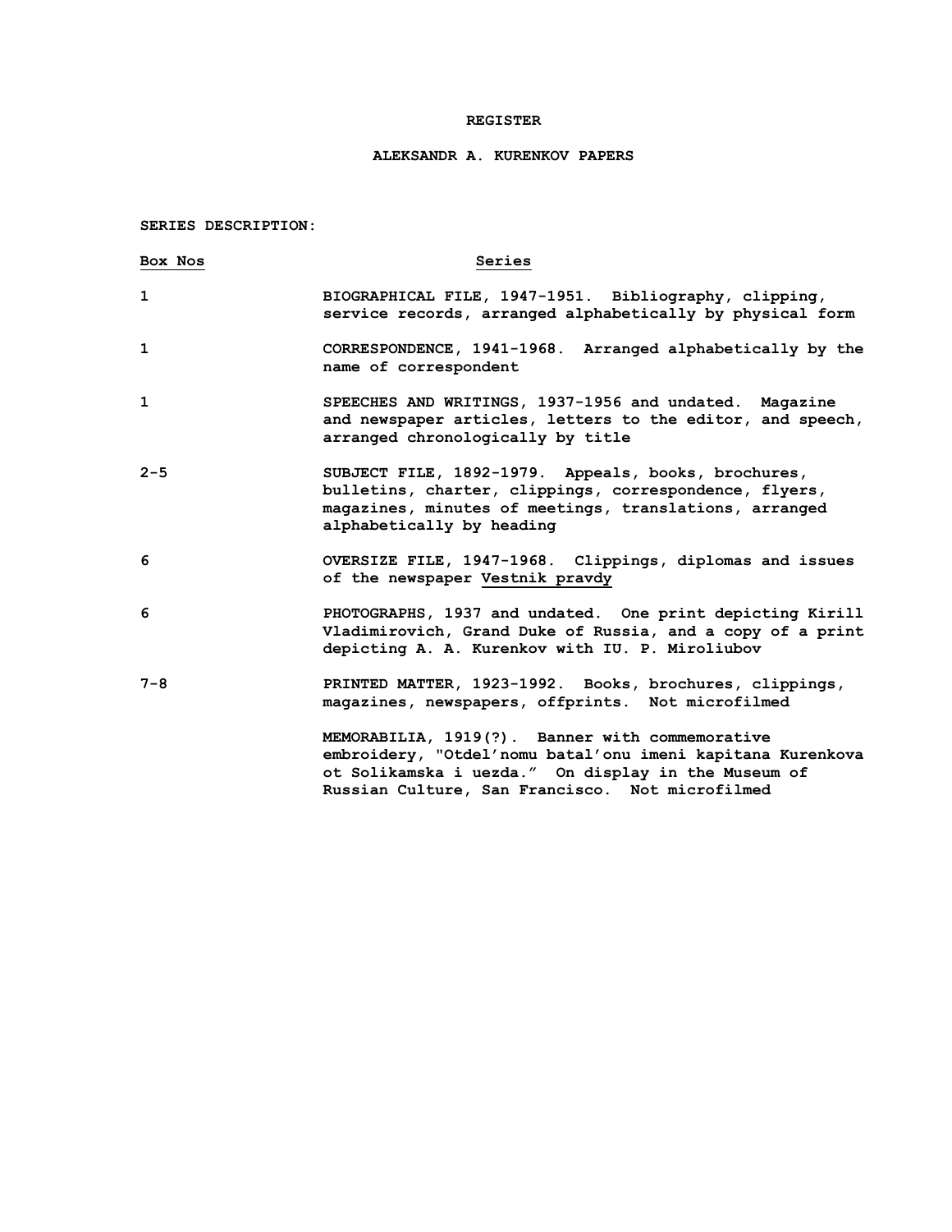# REGISTER

## ALEKSANDR A. KURENKOV PAPERS

**SERIES DESCRIPTION:**

| Box Nos | Series |
|---|---|
| 1 | BIOGRAPHICAL FILE, 1947-1951. Bibliography, clipping, service records, arranged alphabetically by physical form |
| 1 | CORRESPONDENCE, 1941-1968. Arranged alphabetically by the name of correspondent |
| 1 | SPEECHES AND WRITINGS, 1937-1956 and undated. Magazine and newspaper articles, letters to the editor, and speech, arranged chronologically by title |
| 2-5 | SUBJECT FILE, 1892-1979. Appeals, books, brochures, bulletins, charter, clippings, correspondence, flyers, magazines, minutes of meetings, translations, arranged alphabetically by heading |
| 6 | OVERSIZE FILE, 1947-1968. Clippings, diplomas and issues of the newspaper Vestnik pravdy |
| 6 | PHOTOGRAPHS, 1937 and undated. One print depicting Kirill Vladimirovich, Grand Duke of Russia, and a copy of a print depicting A. A. Kurenkov with IU. P. Miroliubov |
| 7-8 | PRINTED MATTER, 1923-1992. Books, brochures, clippings, magazines, newspapers, offprints. Not microfilmed |
| | MEMORABILIA, 1919(?). Banner with commemorative embroidery, "Otdel'nomu batal'onu imeni kapitana Kurenkova ot Solikamska i uezda." On display in the Museum of Russian Culture, San Francisco. Not microfilmed |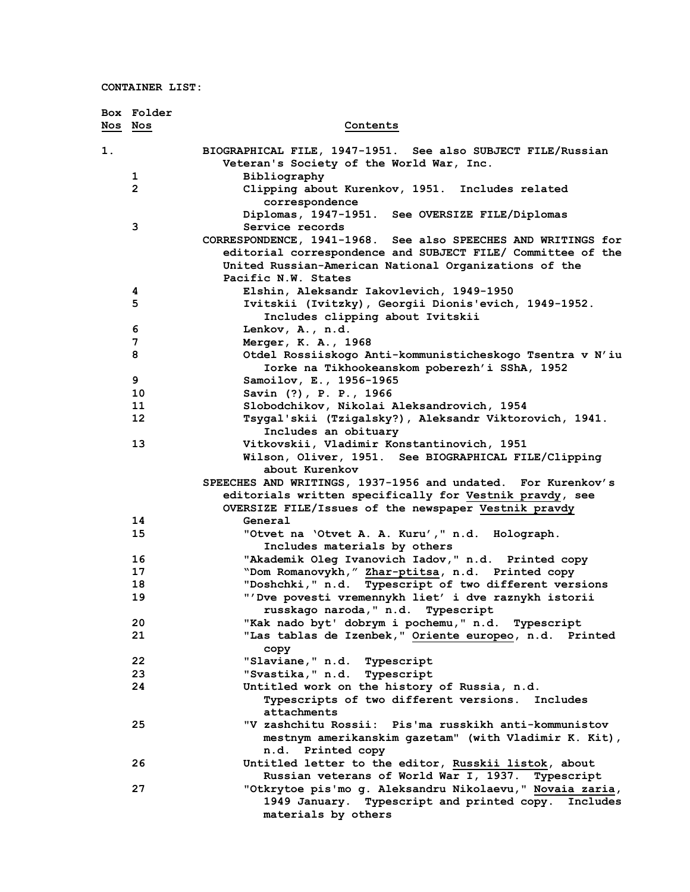**CONTAINER LIST:**

| Box Nos | Folder Nos | Contents |
|---|---|---|
| 1. | | BIOGRAPHICAL FILE, 1947-1951. See also SUBJECT FILE/Russian Veteran's Society of the World War, Inc. |
| | 1 | Bibliography |
| | 2 | Clipping about Kurenkov, 1951. Includes related correspondence |
| | | Diplomas, 1947-1951. See OVERSIZE FILE/Diplomas |
| | 3 | Service records |
| | | CORRESPONDENCE, 1941-1968. See also SPEECHES AND WRITINGS for editorial correspondence and SUBJECT FILE/ Committee of the United Russian-American National Organizations of the Pacific N.W. States |
| | 4 | Elshin, Aleksandr Iakovlevich, 1949-1950 |
| | 5 | Ivitskii (Ivitzky), Georgii Dionis'evich, 1949-1952. Includes clipping about Ivitskii |
| | 6 | Lenkov, A., n.d. |
| | 7 | Merger, K. A., 1968 |
| | 8 | Otdel Rossiiskogo Anti-kommunisticheskogo Tsentra v N'iu Iorke na Tikhookeanskom poberezh'i SShA, 1952 |
| | 9 | Samoilov, E., 1956-1965 |
| | 10 | Savin (?), P. P., 1966 |
| | 11 | Slobodchikov, Nikolai Aleksandrovich, 1954 |
| | 12 | Tsygal'skii (Tzigalsky?), Aleksandr Viktorovich, 1941. Includes an obituary |
| | 13 | Vitkovskii, Vladimir Konstantinovich, 1951 |
| | | Wilson, Oliver, 1951. See BIOGRAPHICAL FILE/Clipping about Kurenkov |
| | | SPEECHES AND WRITINGS, 1937-1956 and undated. For Kurenkov's editorials written specifically for Vestnik pravdy, see OVERSIZE FILE/Issues of the newspaper Vestnik pravdy |
| | 14 | General |
| | 15 | "Otvet na 'Otvet A. A. Kuru'," n.d. Holograph. Includes materials by others |
| | 16 | "Akademik Oleg Ivanovich Iadov," n.d. Printed copy |
| | 17 | "Dom Romanovykh," Zhar-ptitsa, n.d. Printed copy |
| | 18 | "Doshchki," n.d. Typescript of two different versions |
| | 19 | "'Dve povesti vremennykh liet' i dve raznykh istorii russkago naroda," n.d. Typescript |
| | 20 | "Kak nado byt' dobrym i pochemu," n.d. Typescript |
| | 21 | "Las tablas de Izenbek," Oriente europeo, n.d. Printed copy |
| | 22 | "Slaviane," n.d. Typescript |
| | 23 | "Svastika," n.d. Typescript |
| | 24 | Untitled work on the history of Russia, n.d. Typescripts of two different versions. Includes attachments |
| | 25 | "V zashchitu Rossii: Pis'ma russkikh anti-kommunistov mestnym amerikanskim gazetam" (with Vladimir K. Kit), n.d. Printed copy |
| | 26 | Untitled letter to the editor, Russkii listok, about Russian veterans of World War I, 1937. Typescript |
| | 27 | "Otkrytoe pis'mo g. Aleksandru Nikolaevu," Novaia zaria, 1949 January. Typescript and printed copy. Includes materials by others |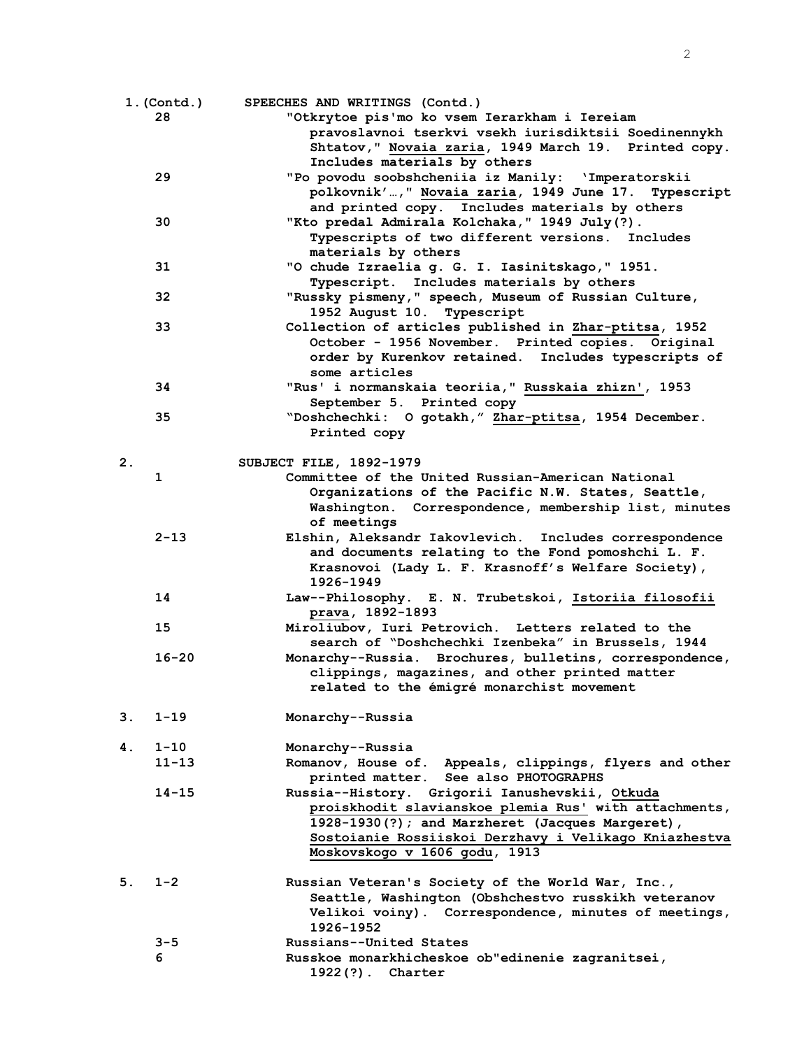| Box | Folder | Contents |
|---|---|---|
| 1.(Contd.) | | **SPEECHES AND WRITINGS (Contd.)** |
| | 28 | "Otkrytoe pis'mo ko vsem Ierarkham i Iereiam pravoslavnoi tserkvi vsekh iurisdiktsii Soedinennykh Shtatov," Novaia zaria, 1949 March 19. Printed copy. Includes materials by others |
| | 29 | "Po povodu soobshcheniia iz Manily: 'Imperatorskii polkovnik'…," Novaia zaria, 1949 June 17. Typescript and printed copy. Includes materials by others |
| | 30 | "Kto predal Admirala Kolchaka," 1949 July(?). Typescripts of two different versions. Includes materials by others |
| | 31 | "O chude Izraelia g. G. I. Iasinitskago," 1951. Typescript. Includes materials by others |
| | 32 | "Russky pismeny," speech, Museum of Russian Culture, 1952 August 10. Typescript |
| | 33 | Collection of articles published in Zhar-ptitsa, 1952 October - 1956 November. Printed copies. Original order by Kurenkov retained. Includes typescripts of some articles |
| | 34 | "Rus' i normanskaia teoriia," Russkaia zhizn', 1953 September 5. Printed copy |
| | 35 | "Doshchechki: O gotakh," Zhar-ptitsa, 1954 December. Printed copy |
| 2. | | **SUBJECT FILE, 1892-1979** |
| | 1 | Committee of the United Russian-American National Organizations of the Pacific N.W. States, Seattle, Washington. Correspondence, membership list, minutes of meetings |
| | 2-13 | Elshin, Aleksandr Iakovlevich. Includes correspondence and documents relating to the Fond pomoshchi L. F. Krasnovoi (Lady L. F. Krasnoff's Welfare Society), 1926-1949 |
| | 14 | Law--Philosophy. E. N. Trubetskoi, Istoriia filosofii prava, 1892-1893 |
| | 15 | Miroliubov, Iuri Petrovich. Letters related to the search of "Doshchechki Izenbeka" in Brussels, 1944 |
| | 16-20 | Monarchy--Russia. Brochures, bulletins, correspondence, clippings, magazines, and other printed matter related to the émigré monarchist movement |
| 3. | 1-19 | Monarchy--Russia |
| 4. | 1-10 | Monarchy--Russia |
| | 11-13 | Romanov, House of. Appeals, clippings, flyers and other printed matter. See also PHOTOGRAPHS |
| | 14-15 | Russia--History. Grigorii Ianushevskii, Otkuda proiskhodit slavianskoe plemia Rus' with attachments, 1928-1930(?); and Marzheret (Jacques Margeret), Sostoianie Rossiiskoi Derzhavy i Velikago Kniazhestva Moskovskogo v 1606 godu, 1913 |
| 5. | 1-2 | Russian Veteran's Society of the World War, Inc., Seattle, Washington (Obshchestvo russkikh veteranov Velikoi voiny). Correspondence, minutes of meetings, 1926-1952 |
| | 3-5 | Russians--United States |
| | 6 | Russkoe monarkhicheskoe ob"edinenie zagranitsei, 1922(?). Charter |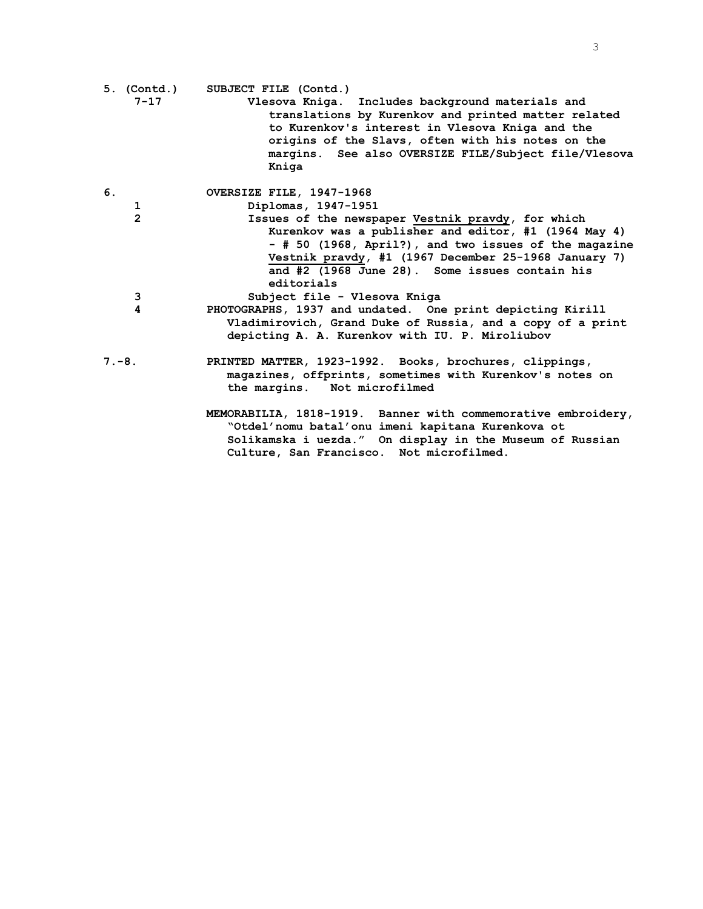**5. (Contd.)** **SUBJECT FILE (Contd.)**

**7-17** **Vlesova Kniga. Includes background materials and translations by Kurenkov and printed matter related to Kurenkov's interest in Vlesova Kniga and the origins of the Slavs, often with his notes on the margins. See also OVERSIZE FILE/Subject file/Vlesova Kniga**

**6.** **OVERSIZE FILE, 1947-1968**

**1** **Diplomas, 1947-1951**

**2** **Issues of the newspaper <u>Vestnik pravdy</u>, for which Kurenkov was a publisher and editor, #1 (1964 May 4) - # 50 (1968, April?), and two issues of the magazine <u>Vestnik pravdy</u>, #1 (1967 December 25-1968 January 7) and #2 (1968 June 28). Some issues contain his editorials**

**3** **Subject file - Vlesova Kniga**

**4** **PHOTOGRAPHS, 1937 and undated. One print depicting Kirill Vladimirovich, Grand Duke of Russia, and a copy of a print depicting A. A. Kurenkov with IU. P. Miroliubov**

**7.-8.** **PRINTED MATTER, 1923-1992. Books, brochures, clippings, magazines, offprints, sometimes with Kurenkov's notes on the margins. Not microfilmed**

**MEMORABILIA, 1818-1919. Banner with commemorative embroidery, "Otdel'nomu batal'onu imeni kapitana Kurenkova ot Solikamska i uezda." On display in the Museum of Russian Culture, San Francisco. Not microfilmed.**